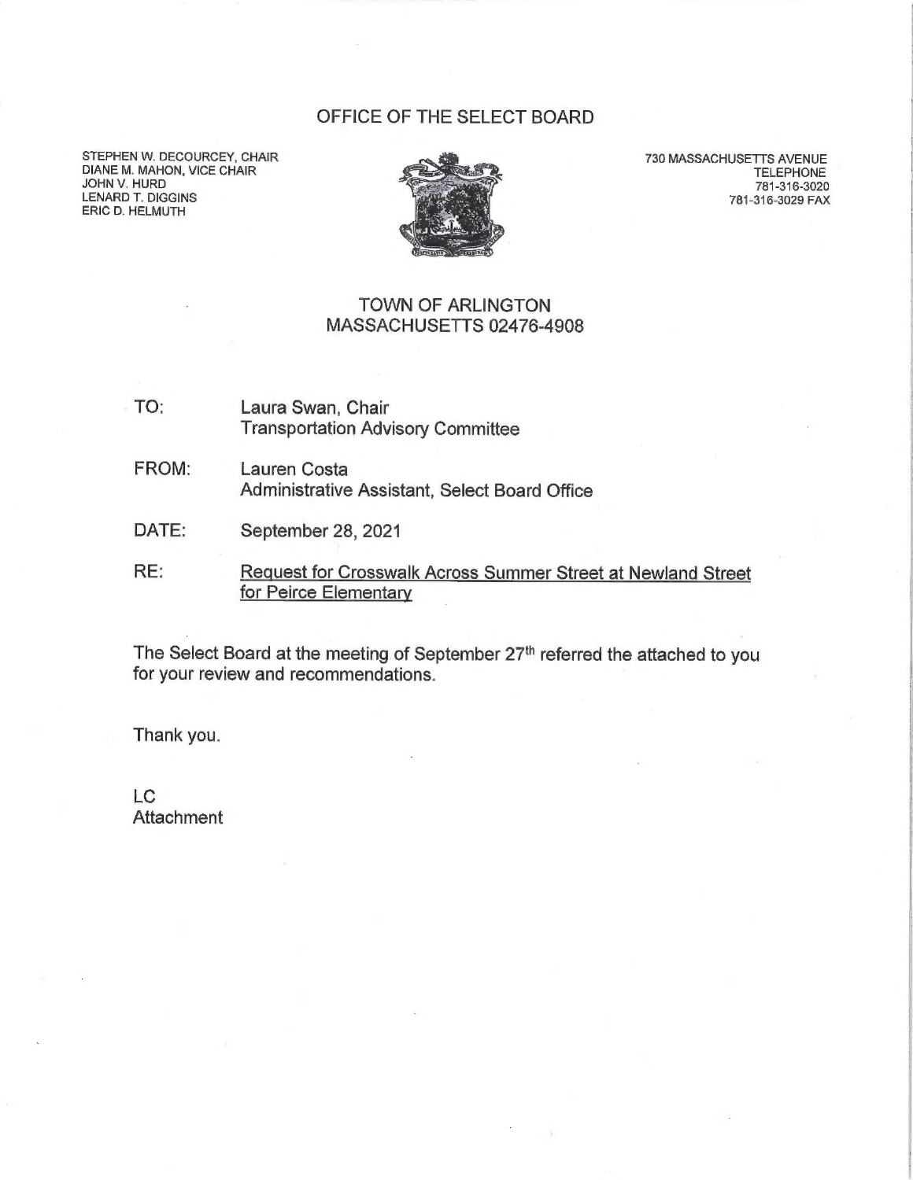# OFFICE OF THE SELECT BOARD

STEPHEN W. DECOURCEY, CHAIR
DIANE M. MAHON, VICE CHAIR
JOHN V. HURD
LENARD T. DIGGINS
ERIC D. HELMUTH

730 MASSACHUSETTS AVENUE
TELEPHONE
781-316-3020
781-316-3029 FAX

## TOWN OF ARLINGTON
## MASSACHUSETTS 02476-4908

TO: Laura Swan, Chair
Transportation Advisory Committee

FROM: Lauren Costa
Administrative Assistant, Select Board Office

DATE: September 28, 2021

RE: Request for Crosswalk Across Summer Street at Newland Street for Peirce Elementary

The Select Board at the meeting of September 27th referred the attached to you for your review and recommendations.

Thank you.

LC
Attachment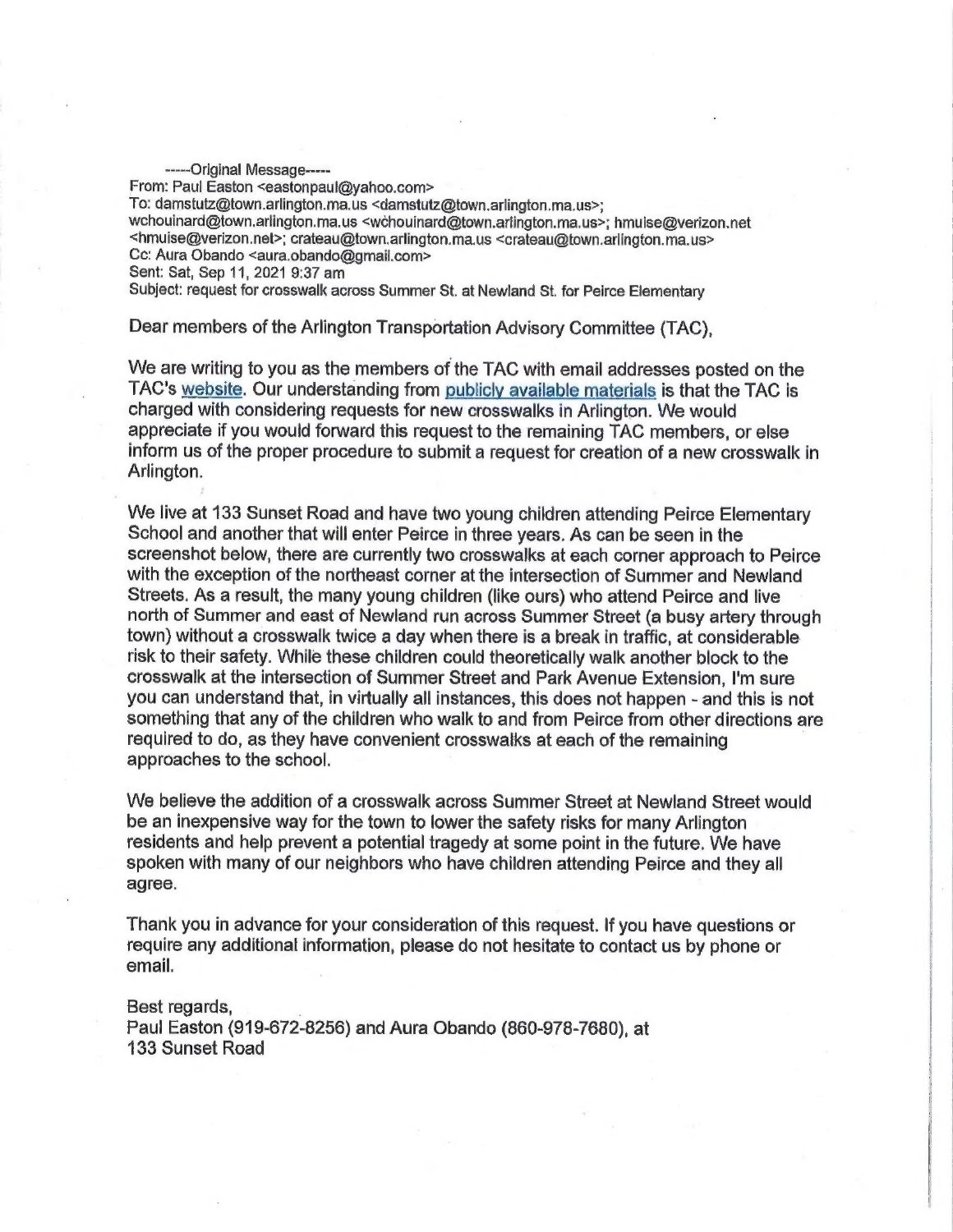-----Original Message-----
From: Paul Easton <eastonpaul@yahoo.com>
To: damstutz@town.arlington.ma.us <damstutz@town.arlington.ma.us>; wchouinard@town.arlington.ma.us <wchouinard@town.arlington.ma.us>; hmuise@verizon.net <hmuise@verizon.net>; crateau@town.arlington.ma.us <crateau@town.arlington.ma.us>
Cc: Aura Obando <aura.obando@gmail.com>
Sent: Sat, Sep 11, 2021 9:37 am
Subject: request for crosswalk across Summer St. at Newland St. for Peirce Elementary

Dear members of the Arlington Transportation Advisory Committee (TAC),

We are writing to you as the members of the TAC with email addresses posted on the TAC's website. Our understanding from publicly available materials is that the TAC is charged with considering requests for new crosswalks in Arlington. We would appreciate if you would forward this request to the remaining TAC members, or else inform us of the proper procedure to submit a request for creation of a new crosswalk in Arlington.

We live at 133 Sunset Road and have two young children attending Peirce Elementary School and another that will enter Peirce in three years. As can be seen in the screenshot below, there are currently two crosswalks at each corner approach to Peirce with the exception of the northeast corner at the intersection of Summer and Newland Streets. As a result, the many young children (like ours) who attend Peirce and live north of Summer and east of Newland run across Summer Street (a busy artery through town) without a crosswalk twice a day when there is a break in traffic, at considerable risk to their safety. While these children could theoretically walk another block to the crosswalk at the intersection of Summer Street and Park Avenue Extension, I'm sure you can understand that, in virtually all instances, this does not happen - and this is not something that any of the children who walk to and from Peirce from other directions are required to do, as they have convenient crosswalks at each of the remaining approaches to the school.

We believe the addition of a crosswalk across Summer Street at Newland Street would be an inexpensive way for the town to lower the safety risks for many Arlington residents and help prevent a potential tragedy at some point in the future. We have spoken with many of our neighbors who have children attending Peirce and they all agree.

Thank you in advance for your consideration of this request. If you have questions or require any additional information, please do not hesitate to contact us by phone or email.

Best regards,
Paul Easton (919-672-8256) and Aura Obando (860-978-7680), at
133 Sunset Road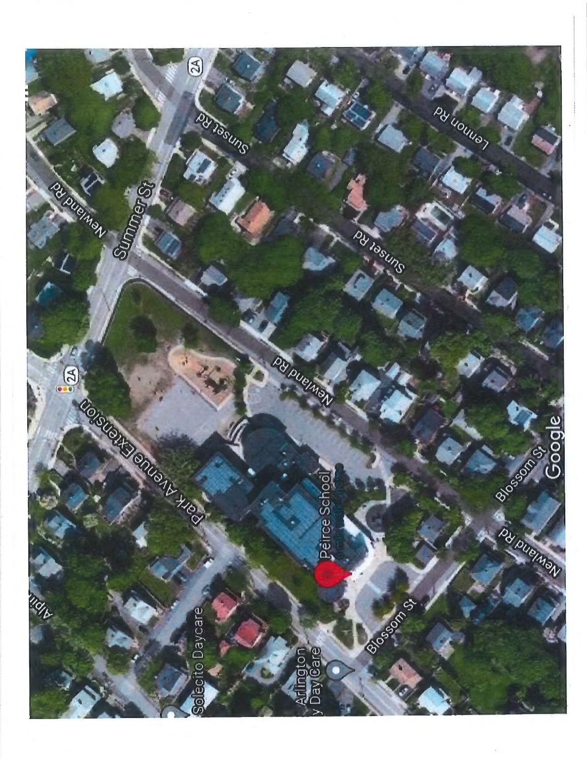2A

Sunset Rd

Lennon Rd

Newland Rd

Summer St

Sunset Rd

2A

Newland Rd

Park Avenue Extension

Peirce School

Blossom St

Google

Newland Rd

Blossom St

Alpin

Solecito Daycare

Arlington

y Day Care